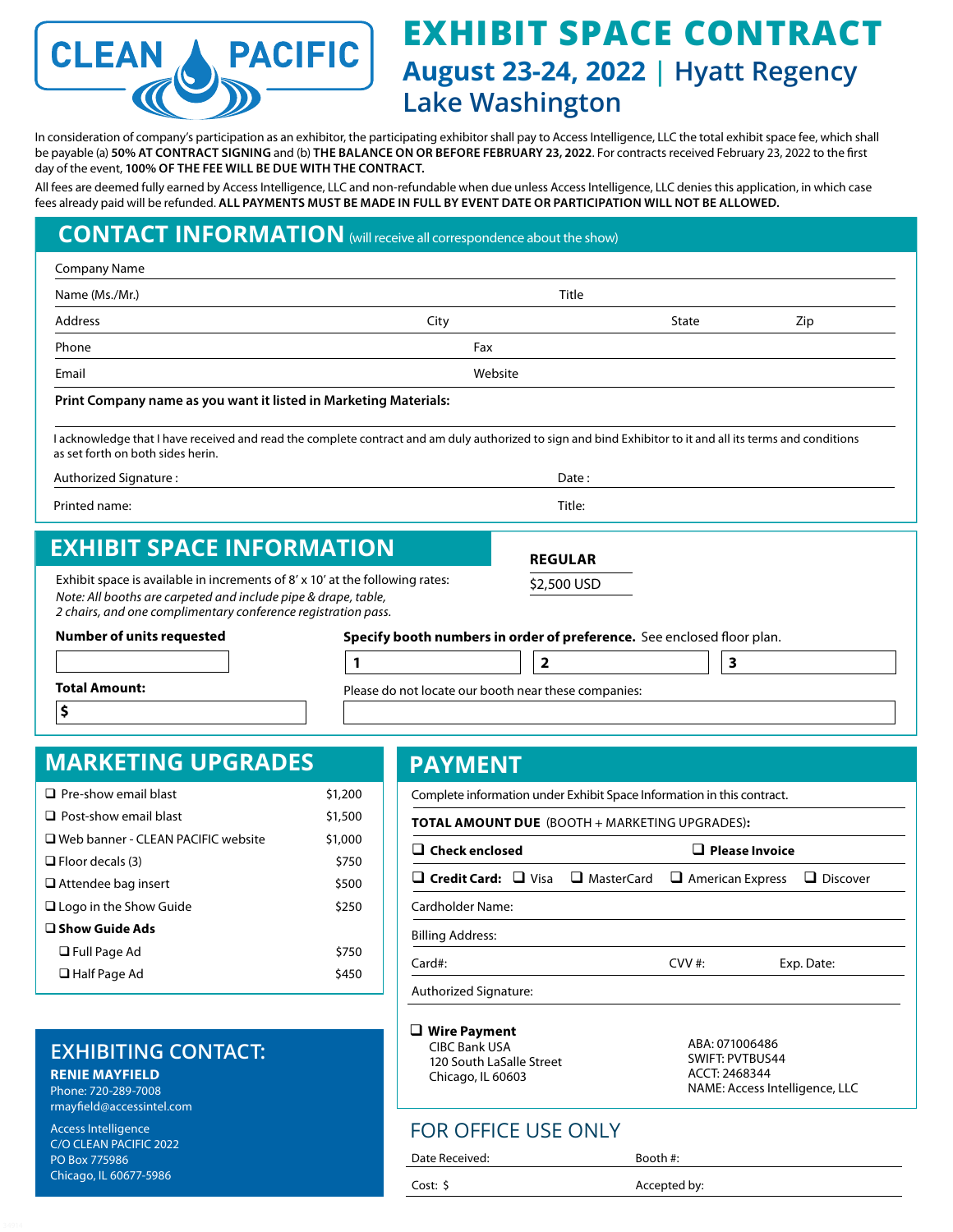CLEAN PACIFIC

# EXHIBIT SPACE CONTRACT

## August 23-24, 2022 | Hyatt Regency Lake Washington

In consideration of company's participation as an exhibitor, the participating exhibitor shall pay to Access Intelligence, LLC the total exhibit space fee, which shall be payable (a) **50% AT CONTRACT SIGNING** and (b) **THE BALANCE ON OR BEFORE FEBRUARY 23, 2022**. For contracts received February 23, 2022 to the first day of the event, **100% OF THE FEE WILL BE DUE WITH THE CONTRACT.**

All fees are deemed fully earned by Access Intelligence, LLC and non-refundable when due unless Access Intelligence, LLC denies this application, in which case fees already paid will be refunded. **ALL PAYMENTS MUST BE MADE IN FULL BY EVENT DATE OR PARTICIPATION WILL NOT BE ALLOWED.**

## CONTACT INFORMATION (will receive all correspondence about the show)

Company Name

Name (Ms./Mr.) Title

Address City State Zip

Phone Fax

Email Website

**Print Company name as you want it listed in Marketing Materials:**

I acknowledge that I have received and read the complete contract and am duly authorized to sign and bind Exhibitor to it and all its terms and conditions as set forth on both sides herin.

Authorized Signature : Date :

Printed name: Title:

## EXHIBIT SPACE INFORMATION

Exhibit space is available in increments of 8' x 10' at the following rates:
*Note: All booths are carpeted and include pipe & drape, table, 2 chairs, and one complimentary conference registration pass.*

**REGULAR**
$2,500 USD

**Number of units requested**

**Specify booth numbers in order of preference.** See enclosed floor plan.

**1** **2** **3**

**Total Amount:**
**$**

Please do not locate our booth near these companies:

## MARKETING UPGRADES

| | |
|---|---|
| ❑ Pre-show email blast | $1,200 |
| ❑ Post-show email blast | $1,500 |
| ❑ Web banner - CLEAN PACIFIC website | $1,000 |
| ❑ Floor decals (3) | $750 |
| ❑ Attendee bag insert | $500 |
| ❑ Logo in the Show Guide | $250 |
| ❑ **Show Guide Ads** | |
| ❑ Full Page Ad | $750 |
| ❑ Half Page Ad | $450 |

## EXHIBITING CONTACT:

**RENIE MAYFIELD**
Phone: 720-289-7008
rmayfield@accessintel.com

Access Intelligence
C/O CLEAN PACIFIC 2022
PO Box 775986
Chicago, IL 60677-5986

## PAYMENT

Complete information under Exhibit Space Information in this contract.

**TOTAL AMOUNT DUE** (BOOTH + MARKETING UPGRADES)**:**

❑ **Check enclosed** ❑ **Please Invoice**

❑ **Credit Card:** ❑ Visa ❑ MasterCard ❑ American Express ❑ Discover

Cardholder Name:

Billing Address:

Card#: CVV #: Exp. Date:

Authorized Signature:

❑ **Wire Payment**
CIBC Bank USA
120 South LaSalle Street
Chicago, IL 60603

ABA: 071006486
SWIFT: PVTBUS44
ACCT: 2468344
NAME: Access Intelligence, LLC

## FOR OFFICE USE ONLY

Date Received: Booth #:

Cost: $ Accepted by: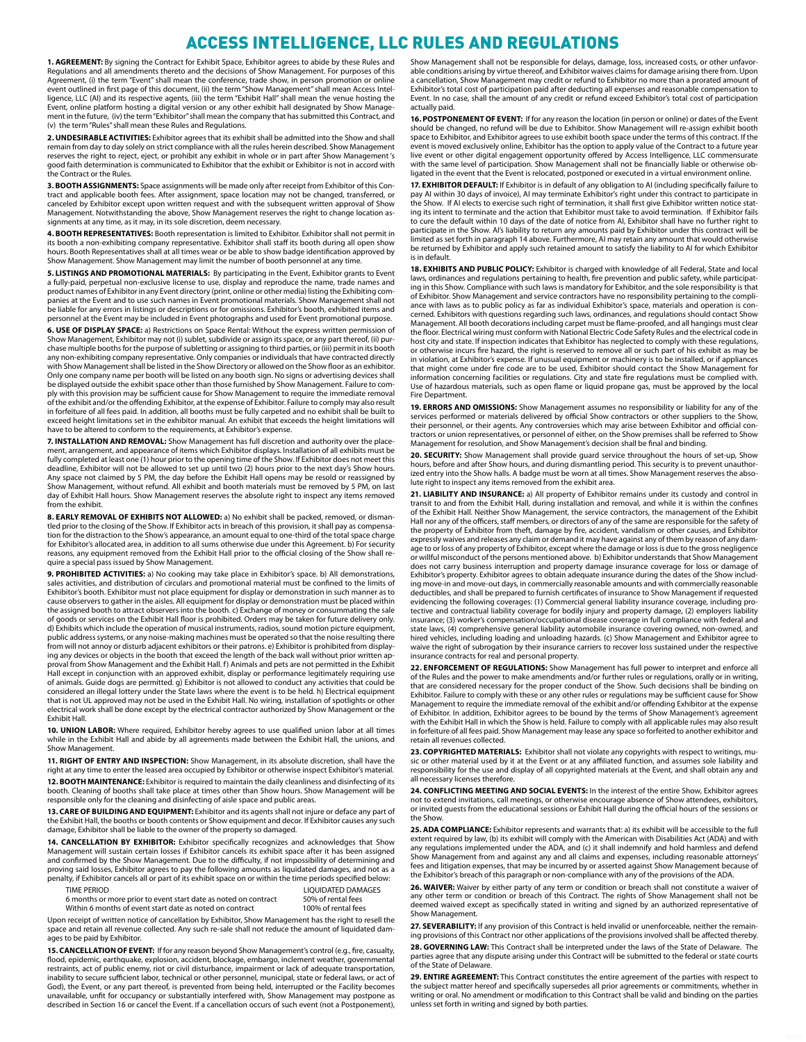# ACCESS INTELLIGENCE, LLC RULES AND REGULATIONS

**1. AGREEMENT:** By signing the Contract for Exhibit Space, Exhibitor agrees to abide by these Rules and Regulations and all amendments thereto and the decisions of Show Management. For purposes of this Agreement, (i) the term "Event" shall mean the conference, trade show, in person promotion or online event outlined in first page of this document, (ii) the term "Show Management" shall mean Access Intelligence, LLC (AI) and its respective agents, (iii) the term "Exhibit Hall" shall mean the venue hosting the Event, online platform hosting a digital version or any other exhibit hall designated by Show Management in the future, (iv) the term "Exhibitor" shall mean the company that has submitted this Contract, and (v) the term "Rules" shall mean these Rules and Regulations.

**2. UNDESIRABLE ACTIVITIES:** Exhibitor agrees that its exhibit shall be admitted into the Show and shall remain from day to day solely on strict compliance with all the rules herein described. Show Management reserves the right to reject, eject, or prohibit any exhibit in whole or in part after Show Management 's good faith determination is communicated to Exhibitor that the exhibit or Exhibitor is not in accord with the Contract or the Rules.

**3. BOOTH ASSIGNMENTS:** Space assignments will be made only after receipt from Exhibitor of this Contract and applicable booth fees. After assignment, space location may not be changed, transferred, or canceled by Exhibitor except upon written request and with the subsequent written approval of Show Management. Notwithstanding the above, Show Management reserves the right to change location assignments at any time, as it may, in its sole discretion, deem necessary.

**4. BOOTH REPRESENTATIVES:** Booth representation is limited to Exhibitor. Exhibitor shall not permit in its booth a non-exhibiting company representative. Exhibitor shall staff its booth during all open show hours. Booth Representatives shall at all times wear or be able to show badge identification approved by Show Management. Show Management may limit the number of booth personnel at any time.

**5. LISTINGS AND PROMOTIONAL MATERIALS:** By participating in the Event, Exhibitor grants to Event a fully-paid, perpetual non-exclusive license to use, display and reproduce the name, trade names and product names of Exhibitor in any Event directory (print, online or other media) listing the Exhibiting companies at the Event and to use such names in Event promotional materials. Show Management shall not be liable for any errors in listings or descriptions or for omissions. Exhibitor's booth, exhibited items and personnel at the Event may be included in Event photographs and used for Event promotional purpose.

**6. USE OF DISPLAY SPACE:** a) Restrictions on Space Rental: Without the express written permission of Show Management, Exhibitor may not (i) sublet, subdivide or assign its space, or any part thereof, (ii) purchase multiple booths for the purpose of subletting or assigning to third parties, or (iii) permit in its booth any non-exhibiting company representative. Only companies or individuals that have contracted directly with Show Management shall be listed in the Show Directory or allowed on the Show floor as an exhibitor. Only one company name per booth will be listed on any booth sign. No signs or advertising devices shall be displayed outside the exhibit space other than those furnished by Show Management. Failure to comply with this provision may be sufficient cause for Show Management to require the immediate removal of the exhibit and/or the offending Exhibitor, at the expense of Exhibitor. Failure to comply may also result in forfeiture of all fees paid. In addition, all booths must be fully carpeted and no exhibit shall be built to exceed height limitations set in the exhibitor manual. An exhibit that exceeds the height limitations will have to be altered to conform to the requirements, at Exhibitor's expense.

**7. INSTALLATION AND REMOVAL:** Show Management has full discretion and authority over the placement, arrangement, and appearance of items which Exhibitor displays. Installation of all exhibits must be fully completed at least one (1) hour prior to the opening time of the Show. If Exhibitor does not meet this deadline, Exhibitor will not be allowed to set up until two (2) hours prior to the next day's Show hours. Any space not claimed by 5 PM, the day before the Exhibit Hall opens may be resold or reassigned by Show Management, without refund. All exhibit and booth materials must be removed by 5 PM, on last day of Exhibit Hall hours. Show Management reserves the absolute right to inspect any items removed from the exhibit.

**8. EARLY REMOVAL OF EXHIBITS NOT ALLOWED:** a) No exhibit shall be packed, removed, or dismantled prior to the closing of the Show. If Exhibitor acts in breach of this provision, it shall pay as compensation for the distraction to the Show's appearance, an amount equal to one-third of the total space charge for Exhibitor's allocated area, in addition to all sums otherwise due under this Agreement. b) For security reasons, any equipment removed from the Exhibit Hall prior to the official closing of the Show shall require a special pass issued by Show Management.

**9. PROHIBITED ACTIVITIES:** a) No cooking may take place in Exhibitor's space. b) All demonstrations, sales activities, and distribution of circulars and promotional material must be confined to the limits of Exhibitor's booth. Exhibitor must not place equipment for display or demonstration in such manner as to cause observers to gather in the aisles. All equipment for display or demonstration must be placed within the assigned booth to attract observers into the booth. c) Exchange of money or consummating the sale of goods or services on the Exhibit Hall floor is prohibited. Orders may be taken for future delivery only. d) Exhibits which include the operation of musical instruments, radios, sound motion picture equipment, public address systems, or any noise-making machines must be operated so that the noise resulting there from will not annoy or disturb adjacent exhibitors or their patrons. e) Exhibitor is prohibited from displaying any devices or objects in the booth that exceed the length of the back wall without prior written approval from Show Management and the Exhibit Hall. f) Animals and pets are not permitted in the Exhibit Hall except in conjunction with an approved exhibit, display or performance legitimately requiring use of animals. Guide dogs are permitted. g) Exhibitor is not allowed to conduct any activities that could be considered an illegal lottery under the State laws where the event is to be held. h) Electrical equipment that is not UL approved may not be used in the Exhibit Hall. No wiring, installation of spotlights or other electrical work shall be done except by the electrical contractor authorized by Show Management or the Exhibit Hall.

**10. UNION LABOR:** Where required, Exhibitor hereby agrees to use qualified union labor at all times while in the Exhibit Hall and abide by all agreements made between the Exhibit Hall, the unions, and Show Management.

**11. RIGHT OF ENTRY AND INSPECTION:** Show Management, in its absolute discretion, shall have the right at any time to enter the leased area occupied by Exhibitor or otherwise inspect Exhibitor's material.

**12. BOOTH MAINTENANCE:** Exhibitor is required to maintain the daily cleanliness and disinfecting of its booth. Cleaning of booths shall take place at times other than Show Hours. Show Management will be responsible only for the cleaning and disinfecting of aisle space and public areas.

**13. CARE OF BUILDING AND EQUIPMENT:** Exhibitor and its agents shall not injure or deface any part of the Exhibit Hall, the booths or booth contents or Show equipment and decor. If Exhibitor causes any such damage, Exhibitor shall be liable to the owner of the property so damaged.

**14. CANCELLATION BY EXHIBITOR:** Exhibitor specifically recognizes and acknowledges that Show Management will sustain certain losses if Exhibitor cancels its exhibit space after it has been assigned and confirmed by the Show Management. Due to the difficulty, if not impossibility of determining and proving said losses, Exhibitor agrees to pay the following amounts as liquidated damages, and not as a penalty, if Exhibitor cancels all or part of its exhibit space on or within the time periods specified below:

| TIME PERIOD | LIQUIDATED DAMAGES |
|---|---|
| 6 months or more prior to event start date as noted on contract | 50% of rental fees |
| Within 6 months of event start date as noted on contract | 100% of rental fees |

Upon receipt of written notice of cancellation by Exhibitor, Show Management has the right to resell the space and retain all revenue collected. Any such re-sale shall not reduce the amount of liquidated damages to be paid by Exhibitor.

**15. CANCELLATION OF EVENT:** If for any reason beyond Show Management's control (e.g., fire, casualty, flood, epidemic, earthquake, explosion, accident, blockage, embargo, inclement weather, governmental restraints, act of public enemy, riot or civil disturbance, impairment or lack of adequate transportation, inability to secure sufficient labor, technical or other personnel, municipal, state or federal laws, or act of God), the Event, or any part thereof, is prevented from being held, interrupted or the Facility becomes unavailable, unfit for occupancy or substantially interfered with, Show Management may postpone as described in Section 16 or cancel the Event. If a cancellation occurs of such event (not a Postponement), Show Management shall not be responsible for delays, damage, loss, increased costs, or other unfavorable conditions arising by virtue thereof, and Exhibitor waives claims for damage arising there from. Upon a cancellation, Show Management may credit or refund to Exhibitor no more than a prorated amount of Exhibitor's total cost of participation paid after deducting all expenses and reasonable compensation to Event. In no case, shall the amount of any credit or refund exceed Exhibitor's total cost of participation actually paid.

**16. POSTPONEMENT OF EVENT:** If for any reason the location (in person or online) or dates of the Event should be changed, no refund will be due to Exhibitor. Show Management will re-assign exhibit booth space to Exhibitor, and Exhibitor agrees to use exhibit booth space under the terms of this contract. If the event is moved exclusively online, Exhibitor has the option to apply value of the Contract to a future year live event or other digital engagement opportunity offered by Access Intelligence, LLC commensurate with the same level of participation. Show Management shall not be financially liable or otherwise obligated in the event that the Event is relocated, postponed or executed in a virtual environment online.

**17. EXHIBITOR DEFAULT:** If Exhibitor is in default of any obligation to AI (including specifically failure to pay AI within 30 days of invoice), AI may terminate Exhibitor's right under this contract to participate in the Show. If AI elects to exercise such right of termination, it shall first give Exhibitor written notice stating its intent to terminate and the action that Exhibitor must take to avoid termination. If Exhibitor fails to cure the default within 10 days of the date of notice from AI, Exhibitor shall have no further right to participate in the Show. AI's liability to return any amounts paid by Exhibitor under this contract will be limited as set forth in paragraph 14 above. Furthermore, AI may retain any amount that would otherwise be returned by Exhibitor and apply such retained amount to satisfy the liability to AI for which Exhibitor is in default.

**18. EXHIBITS AND PUBLIC POLICY:** Exhibitor is charged with knowledge of all Federal, State and local laws, ordinances and regulations pertaining to health, fire prevention and public safety, while participating in this Show. Compliance with such laws is mandatory for Exhibitor, and the sole responsibility is that of Exhibitor. Show Management and service contractors have no responsibility pertaining to the compliance with laws as to public policy as far as individual Exhibitor's space, materials and operation is concerned. Exhibitors with questions regarding such laws, ordinances, and regulations should contact Show Management. All booth decorations including carpet must be flame-proofed, and all hangings must clear the floor. Electrical wiring must conform with National Electric Code Safety Rules and the electrical code in host city and state. If inspection indicates that Exhibitor has neglected to comply with these regulations, or otherwise incurs fire hazard, the right is reserved to remove all or such part of his exhibit as may be in violation, at Exhibitor's expense. If unusual equipment or machinery is to be installed, or if appliances that might come under fire code are to be used, Exhibitor should contact the Show Management for information concerning facilities or regulations. City and state fire regulations must be complied with. Use of hazardous materials, such as open flame or liquid propane gas, must be approved by the local Fire Department.

**19. ERRORS AND OMISSIONS:** Show Management assumes no responsibility or liability for any of the services performed or materials delivered by official Show contractors or other suppliers to the Show, their personnel, or their agents. Any controversies which may arise between Exhibitor and official contractors or union representatives, or personnel of either, on the Show premises shall be referred to Show Management for resolution, and Show Management's decision shall be final and binding.

**20. SECURITY:** Show Management shall provide guard service throughout the hours of set-up, Show hours, before and after Show hours, and during dismantling period. This security is to prevent unauthorized entry into the Show halls. A badge must be worn at all times. Show Management reserves the absolute right to inspect any items removed from the exhibit area.

**21. LIABILITY AND INSURANCE:** a) All property of Exhibitor remains under its custody and control in transit to and from the Exhibit Hall, during installation and removal, and while it is within the confines of the Exhibit Hall. Neither Show Management, the service contractors, the management of the Exhibit Hall nor any of the officers, staff members, or directors of any of the same are responsible for the safety of the property of Exhibitor from theft, damage by fire, accident, vandalism or other causes, and Exhibitor expressly waives and releases any claim or demand it may have against any of them by reason of any damage to or loss of any property of Exhibitor, except where the damage or loss is due to the gross negligence or willful misconduct of the persons mentioned above. b) Exhibitor understands that Show Management does not carry business interruption and property damage insurance coverage for loss or damage of Exhibitor's property. Exhibitor agrees to obtain adequate insurance during the dates of the Show including move-in and move-out days, in commercially reasonable amounts and with commercially reasonable deductibles, and shall be prepared to furnish certificates of insurance to Show Management if requested evidencing the following coverages: (1) Commercial general liability insurance coverage, including protective and contractual liability coverage for bodily injury and property damage, (2) employers liability insurance; (3) worker's compensation/occupational disease coverage in full compliance with federal and state laws, (4) comprehensive general liability automobile insurance covering owned, non-owned, and hired vehicles, including loading and unloading hazards. (c) Show Management and Exhibitor agree to waive the right of subrogation by their insurance carriers to recover loss sustained under the respective insurance contracts for real and personal property.

**22. ENFORCEMENT OF REGULATIONS:** Show Management has full power to interpret and enforce all of the Rules and the power to make amendments and/or further rules or regulations, orally or in writing, that are considered necessary for the proper conduct of the Show. Such decisions shall be binding on Exhibitor. Failure to comply with these or any other rules or regulations may be sufficient cause for Show Management to require the immediate removal of the exhibit and/or offending Exhibitor at the expense of Exhibitor. In addition, Exhibitor agrees to be bound by the terms of Show Management's agreement with the Exhibit Hall in which the Show is held. Failure to comply with all applicable rules may also result in forfeiture of all fees paid. Show Management may lease any space so forfeited to another exhibitor and retain all revenues collected.

**23. COPYRIGHTED MATERIALS:** Exhibitor shall not violate any copyrights with respect to writings, music or other material used by it at the Event or at any affiliated function, and assumes sole liability and responsibility for the use and display of all copyrighted materials at the Event, and shall obtain any and all necessary licenses therefore.

**24. CONFLICTING MEETING AND SOCIAL EVENTS:** In the interest of the entire Show, Exhibitor agrees not to extend invitations, call meetings, or otherwise encourage absence of Show attendees, exhibitors, or invited guests from the educational sessions or Exhibit Hall during the official hours of the sessions or the Show.

**25. ADA COMPLIANCE:** Exhibitor represents and warrants that: a) its exhibit will be accessible to the full extent required by law, (b) its exhibit will comply with the American with Disabilities Act (ADA) and with any regulations implemented under the ADA, and (c) it shall indemnify and hold harmless and defend Show Management from and against any and all claims and expenses, including reasonable attorneys' fees and litigation expenses, that may be incurred by or asserted against Show Management because of the Exhibitor's breach of this paragraph or non-compliance with any of the provisions of the ADA.

**26. WAIVER:** Waiver by either party of any term or condition or breach shall not constitute a waiver of any other term or condition or breach of this Contract. The rights of Show Management shall not be deemed waived except as specifically stated in writing and signed by an authorized representative of Show Management.

**27. SEVERABILITY:** If any provision of this Contract is held invalid or unenforceable, neither the remaining provisions of this Contract nor other applications of the provisions involved shall be affected thereby.

**28. GOVERNING LAW:** This Contract shall be interpreted under the laws of the State of Delaware. The parties agree that any dispute arising under this Contract will be submitted to the federal or state courts of the State of Delaware.

**29. ENTIRE AGREEMENT:** This Contract constitutes the entire agreement of the parties with respect to the subject matter hereof and specifically supersedes all prior agreements or commitments, whether in writing or oral. No amendment or modification to this Contract shall be valid and binding on the parties unless set forth in writing and signed by both parties.